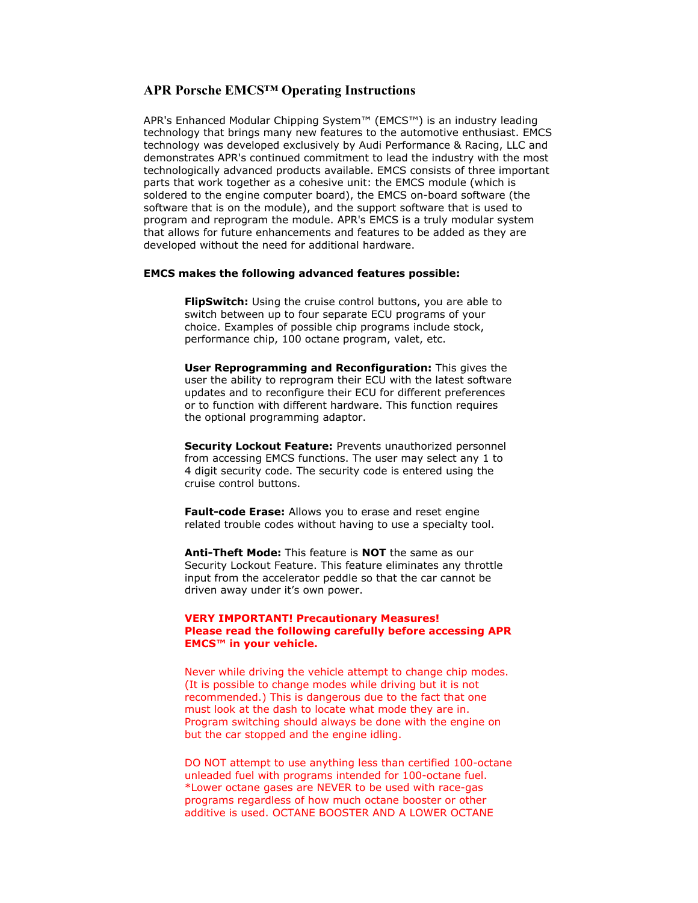## APR Porsche EMCS™ Operating Instructions

APR's Enhanced Modular Chipping System™ (EMCS™) is an industry leading technology that brings many new features to the automotive enthusiast. EMCS technology was developed exclusively by Audi Performance & Racing, LLC and demonstrates APR's continued commitment to lead the industry with the most technologically advanced products available. EMCS consists of three important parts that work together as a cohesive unit: the EMCS module (which is soldered to the engine computer board), the EMCS on-board software (the software that is on the module), and the support software that is used to program and reprogram the module. APR's EMCS is a truly modular system that allows for future enhancements and features to be added as they are developed without the need for additional hardware.

**EMCS makes the following advanced features possible:**

**FlipSwitch:** Using the cruise control buttons, you are able to switch between up to four separate ECU programs of your choice. Examples of possible chip programs include stock, performance chip, 100 octane program, valet, etc.

**User Reprogramming and Reconfiguration:** This gives the user the ability to reprogram their ECU with the latest software updates and to reconfigure their ECU for different preferences or to function with different hardware. This function requires the optional programming adaptor.

**Security Lockout Feature:** Prevents unauthorized personnel from accessing EMCS functions. The user may select any 1 to 4 digit security code. The security code is entered using the cruise control buttons.

**Fault-code Erase:** Allows you to erase and reset engine related trouble codes without having to use a specialty tool.

**Anti-Theft Mode:** This feature is **NOT** the same as our Security Lockout Feature. This feature eliminates any throttle input from the accelerator peddle so that the car cannot be driven away under it's own power.

**VERY IMPORTANT! Precautionary Measures!**
**Please read the following carefully before accessing APR EMCS™ in your vehicle.**

Never while driving the vehicle attempt to change chip modes. (It is possible to change modes while driving but it is not recommended.) This is dangerous due to the fact that one must look at the dash to locate what mode they are in. Program switching should always be done with the engine on but the car stopped and the engine idling.

DO NOT attempt to use anything less than certified 100-octane unleaded fuel with programs intended for 100-octane fuel. *Lower octane gases are NEVER to be used with race-gas programs regardless of how much octane booster or other additive is used. OCTANE BOOSTER AND A LOWER OCTANE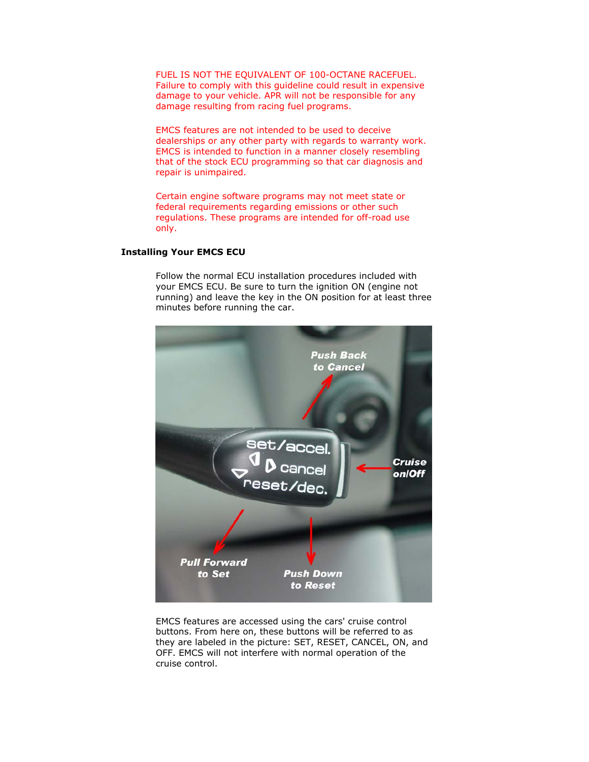FUEL IS NOT THE EQUIVALENT OF 100-OCTANE RACEFUEL. Failure to comply with this guideline could result in expensive damage to your vehicle. APR will not be responsible for any damage resulting from racing fuel programs.

EMCS features are not intended to be used to deceive dealerships or any other party with regards to warranty work. EMCS is intended to function in a manner closely resembling that of the stock ECU programming so that car diagnosis and repair is unimpaired.

Certain engine software programs may not meet state or federal requirements regarding emissions or other such regulations. These programs are intended for off-road use only.

**Installing Your EMCS ECU**

Follow the normal ECU installation procedures included with your EMCS ECU. Be sure to turn the ignition ON (engine not running) and leave the key in the ON position for at least three minutes before running the car.

EMCS features are accessed using the cars' cruise control buttons. From here on, these buttons will be referred to as they are labeled in the picture: SET, RESET, CANCEL, ON, and OFF. EMCS will not interfere with normal operation of the cruise control.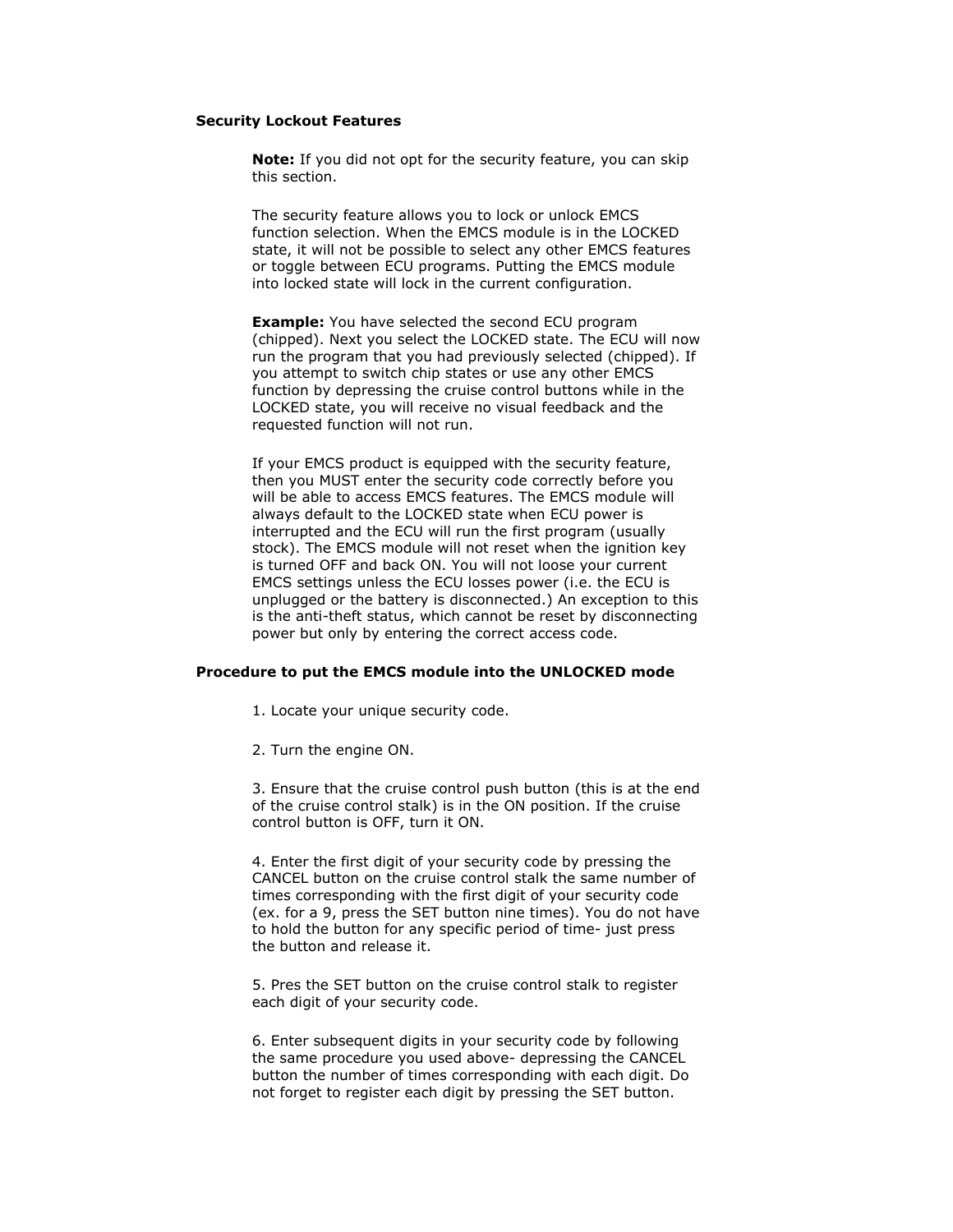**Security Lockout Features**

**Note:** If you did not opt for the security feature, you can skip this section.

The security feature allows you to lock or unlock EMCS function selection. When the EMCS module is in the LOCKED state, it will not be possible to select any other EMCS features or toggle between ECU programs. Putting the EMCS module into locked state will lock in the current configuration.

**Example:** You have selected the second ECU program (chipped). Next you select the LOCKED state. The ECU will now run the program that you had previously selected (chipped). If you attempt to switch chip states or use any other EMCS function by depressing the cruise control buttons while in the LOCKED state, you will receive no visual feedback and the requested function will not run.

If your EMCS product is equipped with the security feature, then you MUST enter the security code correctly before you will be able to access EMCS features. The EMCS module will always default to the LOCKED state when ECU power is interrupted and the ECU will run the first program (usually stock). The EMCS module will not reset when the ignition key is turned OFF and back ON. You will not loose your current EMCS settings unless the ECU losses power (i.e. the ECU is unplugged or the battery is disconnected.) An exception to this is the anti-theft status, which cannot be reset by disconnecting power but only by entering the correct access code.

**Procedure to put the EMCS module into the UNLOCKED mode**

1. Locate your unique security code.

2. Turn the engine ON.

3. Ensure that the cruise control push button (this is at the end of the cruise control stalk) is in the ON position. If the cruise control button is OFF, turn it ON.

4. Enter the first digit of your security code by pressing the CANCEL button on the cruise control stalk the same number of times corresponding with the first digit of your security code (ex. for a 9, press the SET button nine times). You do not have to hold the button for any specific period of time- just press the button and release it.

5. Pres the SET button on the cruise control stalk to register each digit of your security code.

6. Enter subsequent digits in your security code by following the same procedure you used above- depressing the CANCEL button the number of times corresponding with each digit. Do not forget to register each digit by pressing the SET button.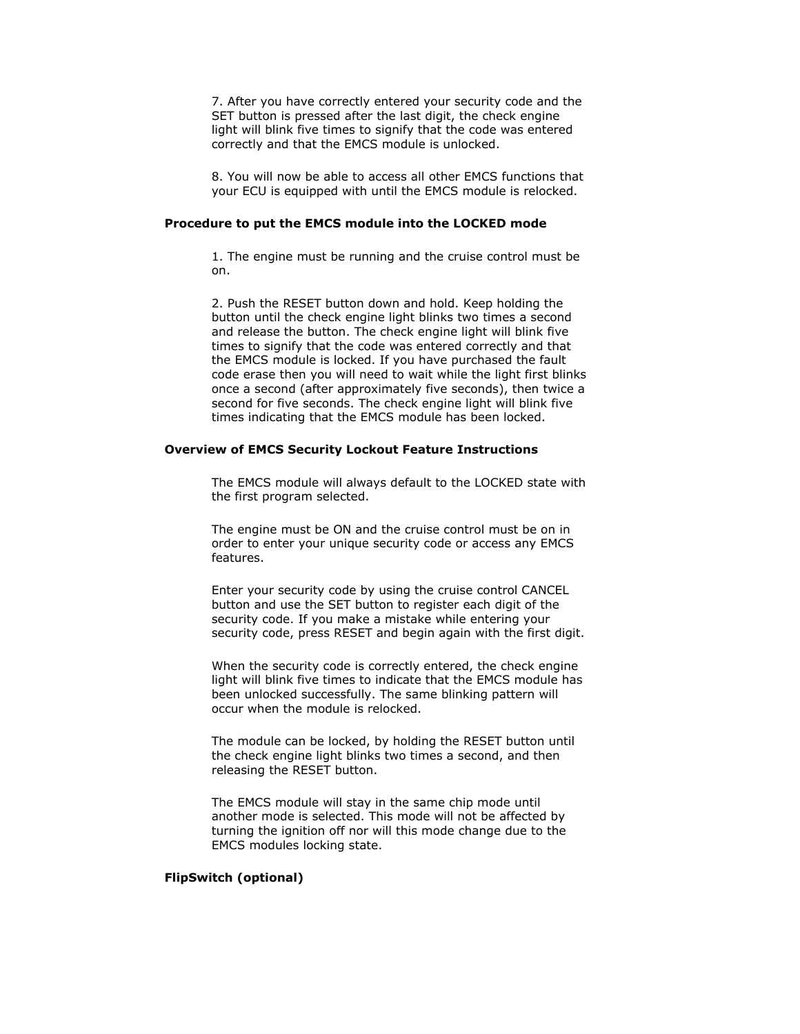7. After you have correctly entered your security code and the SET button is pressed after the last digit, the check engine light will blink five times to signify that the code was entered correctly and that the EMCS module is unlocked.

8. You will now be able to access all other EMCS functions that your ECU is equipped with until the EMCS module is relocked.

**Procedure to put the EMCS module into the LOCKED mode**

1. The engine must be running and the cruise control must be on.

2. Push the RESET button down and hold. Keep holding the button until the check engine light blinks two times a second and release the button. The check engine light will blink five times to signify that the code was entered correctly and that the EMCS module is locked. If you have purchased the fault code erase then you will need to wait while the light first blinks once a second (after approximately five seconds), then twice a second for five seconds. The check engine light will blink five times indicating that the EMCS module has been locked.

**Overview of EMCS Security Lockout Feature Instructions**

The EMCS module will always default to the LOCKED state with the first program selected.

The engine must be ON and the cruise control must be on in order to enter your unique security code or access any EMCS features.

Enter your security code by using the cruise control CANCEL button and use the SET button to register each digit of the security code. If you make a mistake while entering your security code, press RESET and begin again with the first digit.

When the security code is correctly entered, the check engine light will blink five times to indicate that the EMCS module has been unlocked successfully. The same blinking pattern will occur when the module is relocked.

The module can be locked, by holding the RESET button until the check engine light blinks two times a second, and then releasing the RESET button.

The EMCS module will stay in the same chip mode until another mode is selected. This mode will not be affected by turning the ignition off nor will this mode change due to the EMCS modules locking state.

**FlipSwitch (optional)**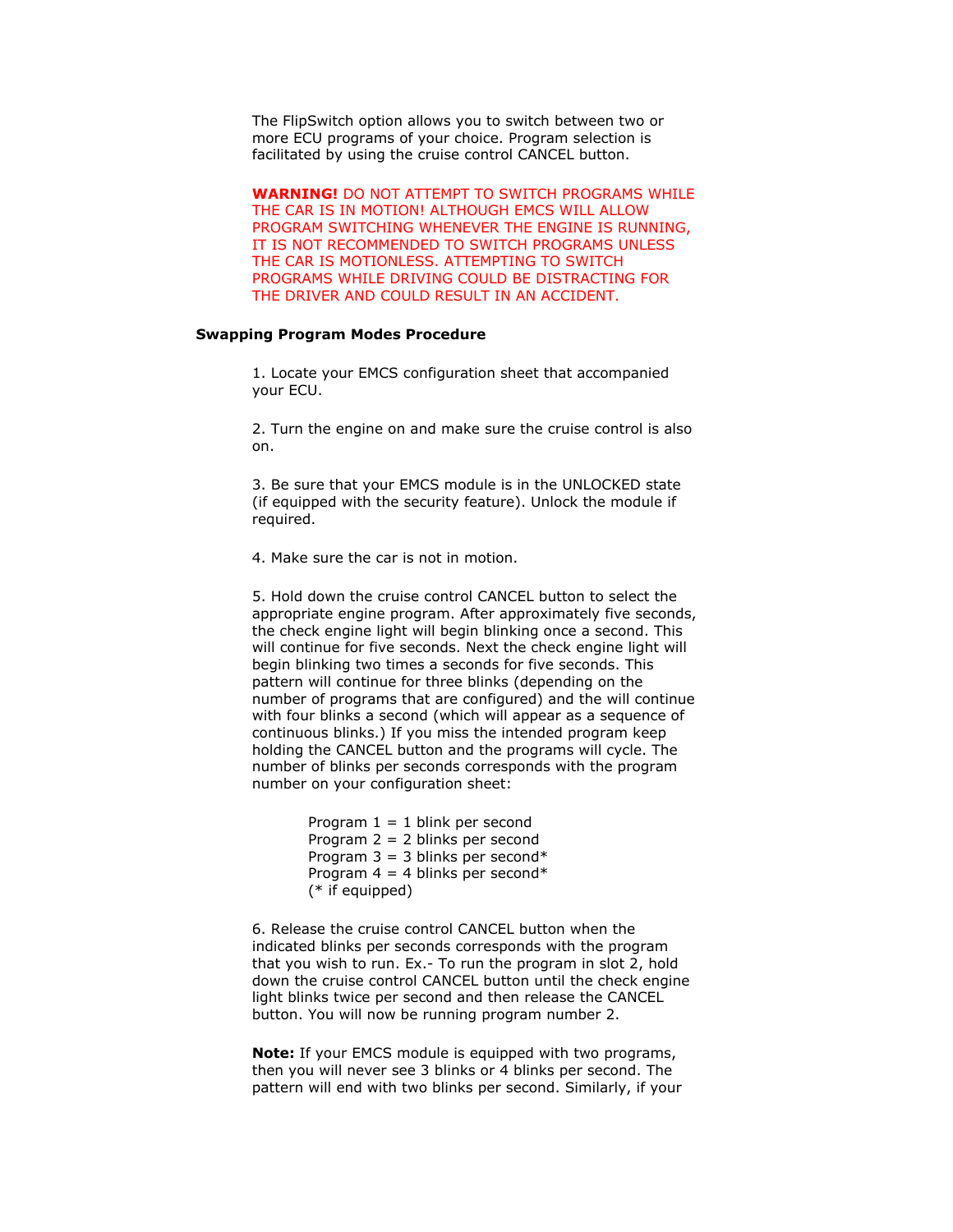The FlipSwitch option allows you to switch between two or more ECU programs of your choice. Program selection is facilitated by using the cruise control CANCEL button.

**WARNING!** DO NOT ATTEMPT TO SWITCH PROGRAMS WHILE THE CAR IS IN MOTION! ALTHOUGH EMCS WILL ALLOW PROGRAM SWITCHING WHENEVER THE ENGINE IS RUNNING, IT IS NOT RECOMMENDED TO SWITCH PROGRAMS UNLESS THE CAR IS MOTIONLESS. ATTEMPTING TO SWITCH PROGRAMS WHILE DRIVING COULD BE DISTRACTING FOR THE DRIVER AND COULD RESULT IN AN ACCIDENT.

**Swapping Program Modes Procedure**

1. Locate your EMCS configuration sheet that accompanied your ECU.

2. Turn the engine on and make sure the cruise control is also on.

3. Be sure that your EMCS module is in the UNLOCKED state (if equipped with the security feature). Unlock the module if required.

4. Make sure the car is not in motion.

5. Hold down the cruise control CANCEL button to select the appropriate engine program. After approximately five seconds, the check engine light will begin blinking once a second. This will continue for five seconds. Next the check engine light will begin blinking two times a seconds for five seconds. This pattern will continue for three blinks (depending on the number of programs that are configured) and the will continue with four blinks a second (which will appear as a sequence of continuous blinks.) If you miss the intended program keep holding the CANCEL button and the programs will cycle. The number of blinks per seconds corresponds with the program number on your configuration sheet:

   Program 1 = 1 blink per second
   Program 2 = 2 blinks per second
   Program 3 = 3 blinks per second*
   Program 4 = 4 blinks per second*
   (* if equipped)

6. Release the cruise control CANCEL button when the indicated blinks per seconds corresponds with the program that you wish to run. Ex.- To run the program in slot 2, hold down the cruise control CANCEL button until the check engine light blinks twice per second and then release the CANCEL button. You will now be running program number 2.

**Note:** If your EMCS module is equipped with two programs, then you will never see 3 blinks or 4 blinks per second. The pattern will end with two blinks per second. Similarly, if your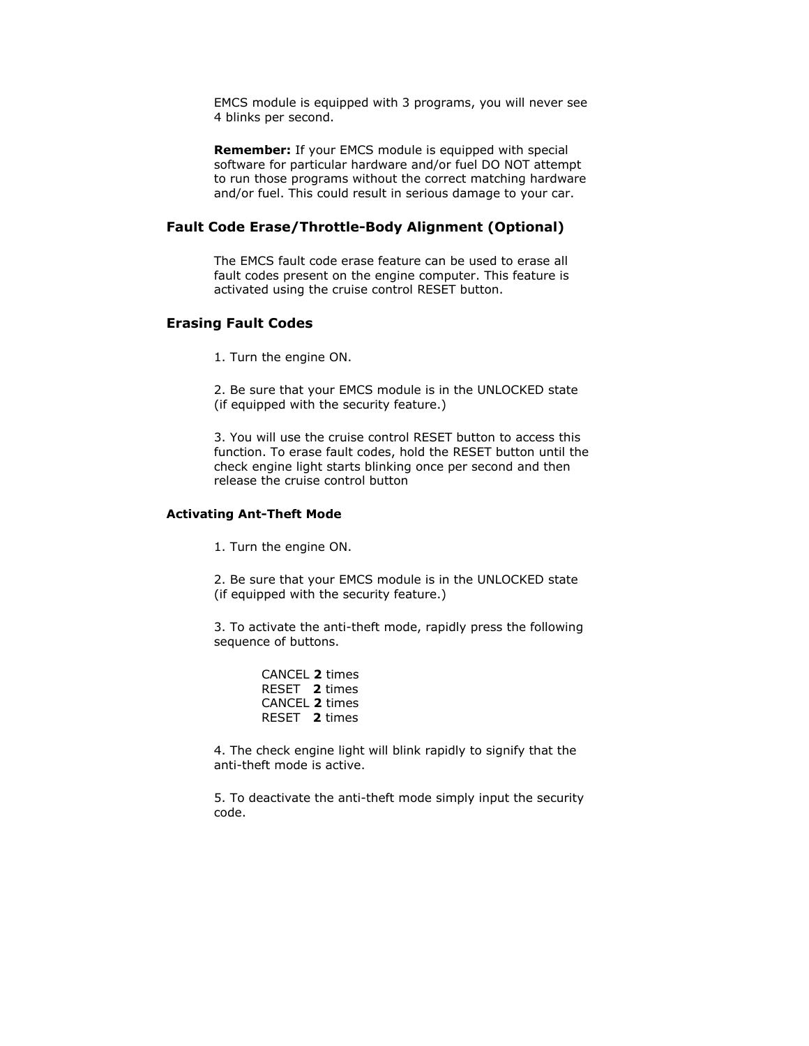EMCS module is equipped with 3 programs, you will never see 4 blinks per second.

**Remember:** If your EMCS module is equipped with special software for particular hardware and/or fuel DO NOT attempt to run those programs without the correct matching hardware and/or fuel. This could result in serious damage to your car.

## Fault Code Erase/Throttle-Body Alignment (Optional)

The EMCS fault code erase feature can be used to erase all fault codes present on the engine computer. This feature is activated using the cruise control RESET button.

## Erasing Fault Codes

1. Turn the engine ON.

2. Be sure that your EMCS module is in the UNLOCKED state (if equipped with the security feature.)

3. You will use the cruise control RESET button to access this function. To erase fault codes, hold the RESET button until the check engine light starts blinking once per second and then release the cruise control button

### Activating Ant-Theft Mode

1. Turn the engine ON.

2. Be sure that your EMCS module is in the UNLOCKED state (if equipped with the security feature.)

3. To activate the anti-theft mode, rapidly press the following sequence of buttons.

CANCEL **2** times
RESET **2** times
CANCEL **2** times
RESET **2** times

4. The check engine light will blink rapidly to signify that the anti-theft mode is active.

5. To deactivate the anti-theft mode simply input the security code.